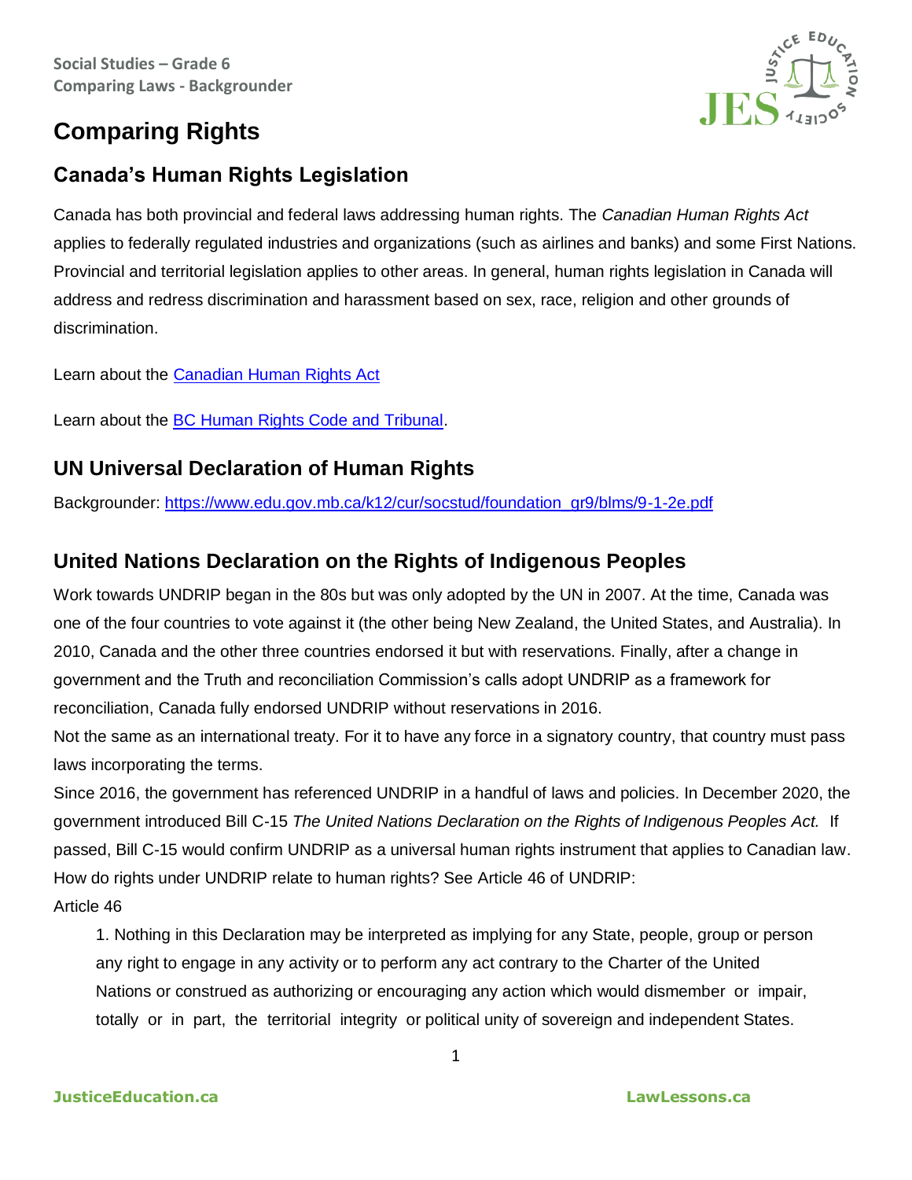Social Studies – Grade 6
Comparing Laws - Backgrounder

# Comparing Rights

## Canada's Human Rights Legislation

Canada has both provincial and federal laws addressing human rights. The *Canadian Human Rights Act* applies to federally regulated industries and organizations (such as airlines and banks) and some First Nations. Provincial and territorial legislation applies to other areas. In general, human rights legislation in Canada will address and redress discrimination and harassment based on sex, race, religion and other grounds of discrimination.

Learn about the [Canadian Human Rights Act](Canadian Human Rights Act)

Learn about the [BC Human Rights Code and Tribunal](BC Human Rights Code and Tribunal).

## UN Universal Declaration of Human Rights

Backgrounder: https://www.edu.gov.mb.ca/k12/cur/socstud/foundation_gr9/blms/9-1-2e.pdf

## United Nations Declaration on the Rights of Indigenous Peoples

Work towards UNDRIP began in the 80s but was only adopted by the UN in 2007. At the time, Canada was one of the four countries to vote against it (the other being New Zealand, the United States, and Australia). In 2010, Canada and the other three countries endorsed it but with reservations. Finally, after a change in government and the Truth and reconciliation Commission's calls adopt UNDRIP as a framework for reconciliation, Canada fully endorsed UNDRIP without reservations in 2016.

Not the same as an international treaty. For it to have any force in a signatory country, that country must pass laws incorporating the terms.

Since 2016, the government has referenced UNDRIP in a handful of laws and policies. In December 2020, the government introduced Bill C-15 *The United Nations Declaration on the Rights of Indigenous Peoples Act.* If passed, Bill C-15 would confirm UNDRIP as a universal human rights instrument that applies to Canadian law. How do rights under UNDRIP relate to human rights? See Article 46 of UNDRIP:

Article 46

> 1. Nothing in this Declaration may be interpreted as implying for any State, people, group or person any right to engage in any activity or to perform any act contrary to the Charter of the United Nations or construed as authorizing or encouraging any action which would dismember or impair, totally or in part, the territorial integrity or political unity of sovereign and independent States.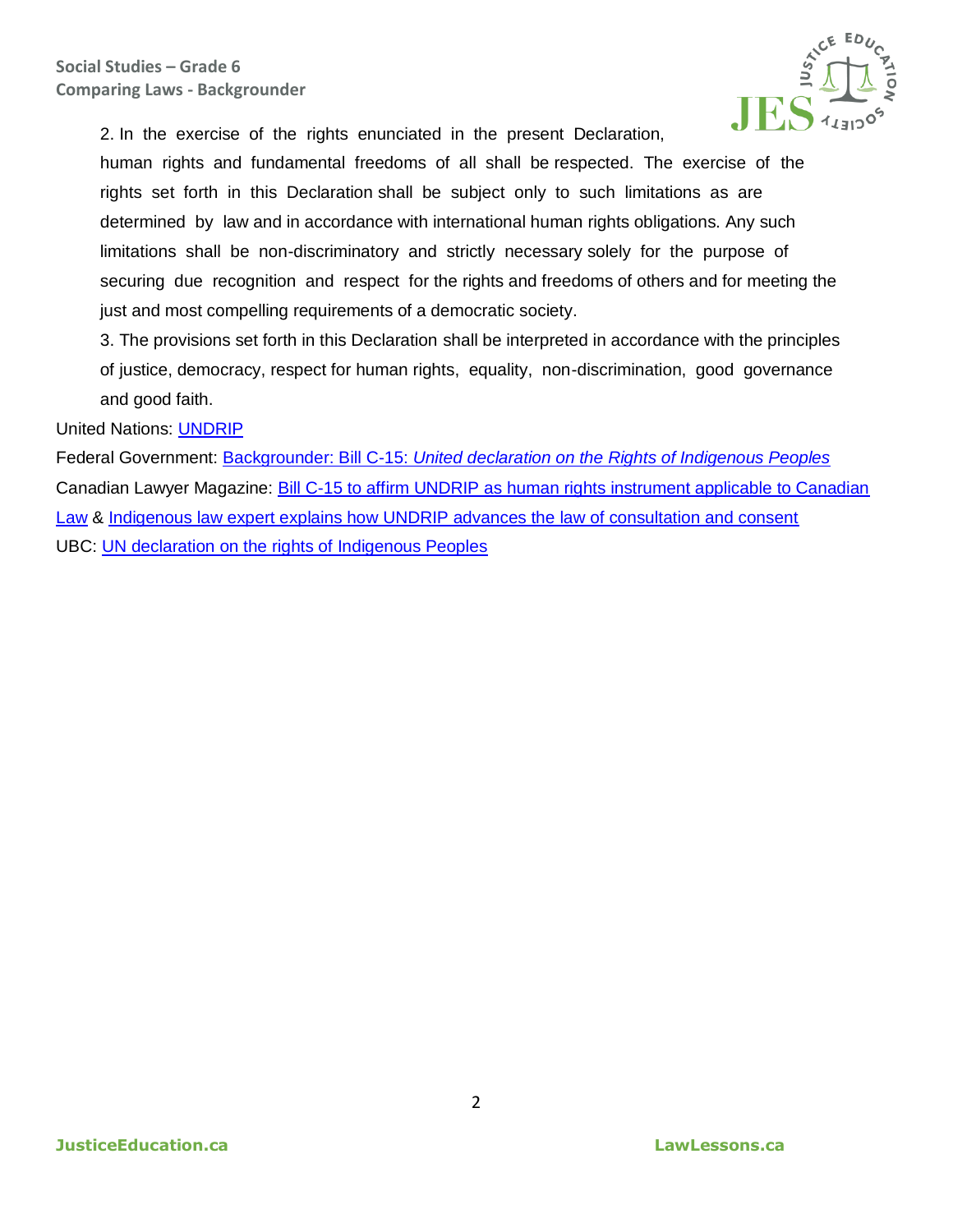2. In the exercise of the rights enunciated in the present Declaration, human rights and fundamental freedoms of all shall be respected. The exercise of the rights set forth in this Declaration shall be subject only to such limitations as are determined by law and in accordance with international human rights obligations. Any such limitations shall be non-discriminatory and strictly necessary solely for the purpose of securing due recognition and respect for the rights and freedoms of others and for meeting the just and most compelling requirements of a democratic society.

3. The provisions set forth in this Declaration shall be interpreted in accordance with the principles of justice, democracy, respect for human rights, equality, non-discrimination, good governance and good faith.

United Nations: UNDRIP

Federal Government: Backgrounder: Bill C-15: *United declaration on the Rights of Indigenous Peoples*

Canadian Lawyer Magazine: Bill C-15 to affirm UNDRIP as human rights instrument applicable to Canadian Law & Indigenous law expert explains how UNDRIP advances the law of consultation and consent

UBC: UN declaration on the rights of Indigenous Peoples